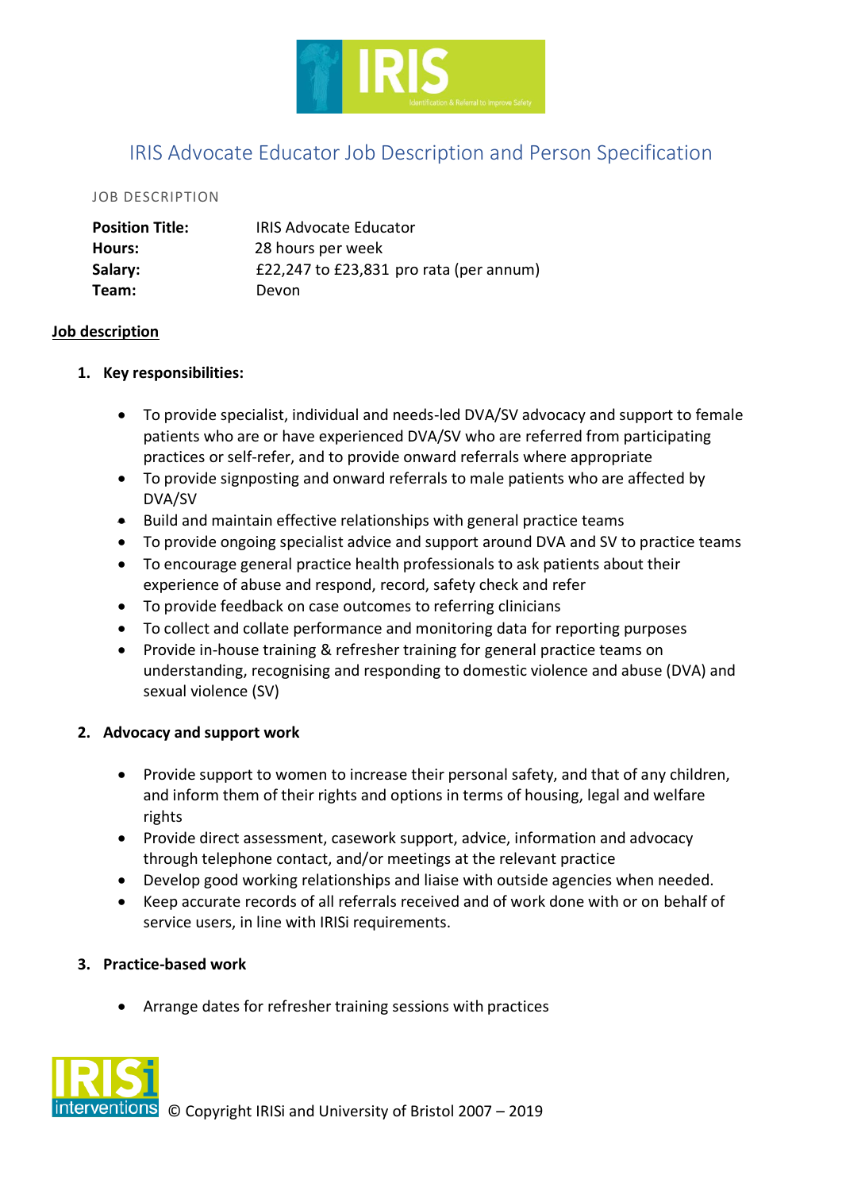# IRIS Advocate Educator Job Description and Person Specification

JOB DESCRIPTION

| | |
|---|---|
| **Position Title:** | IRIS Advocate Educator |
| **Hours:** | 28 hours per week |
| **Salary:** | £22,247 to £23,831 pro rata (per annum) |
| **Team:** | Devon |

## Job description

### 1. Key responsibilities:

- To provide specialist, individual and needs-led DVA/SV advocacy and support to female patients who are or have experienced DVA/SV who are referred from participating practices or self-refer, and to provide onward referrals where appropriate
- To provide signposting and onward referrals to male patients who are affected by DVA/SV
- Build and maintain effective relationships with general practice teams
- To provide ongoing specialist advice and support around DVA and SV to practice teams
- To encourage general practice health professionals to ask patients about their experience of abuse and respond, record, safety check and refer
- To provide feedback on case outcomes to referring clinicians
- To collect and collate performance and monitoring data for reporting purposes
- Provide in-house training & refresher training for general practice teams on understanding, recognising and responding to domestic violence and abuse (DVA) and sexual violence (SV)

### 2. Advocacy and support work

- Provide support to women to increase their personal safety, and that of any children, and inform them of their rights and options in terms of housing, legal and welfare rights
- Provide direct assessment, casework support, advice, information and advocacy through telephone contact, and/or meetings at the relevant practice
- Develop good working relationships and liaise with outside agencies when needed.
- Keep accurate records of all referrals received and of work done with or on behalf of service users, in line with IRISi requirements.

### 3. Practice-based work

- Arrange dates for refresher training sessions with practices

© Copyright IRISi and University of Bristol 2007 – 2019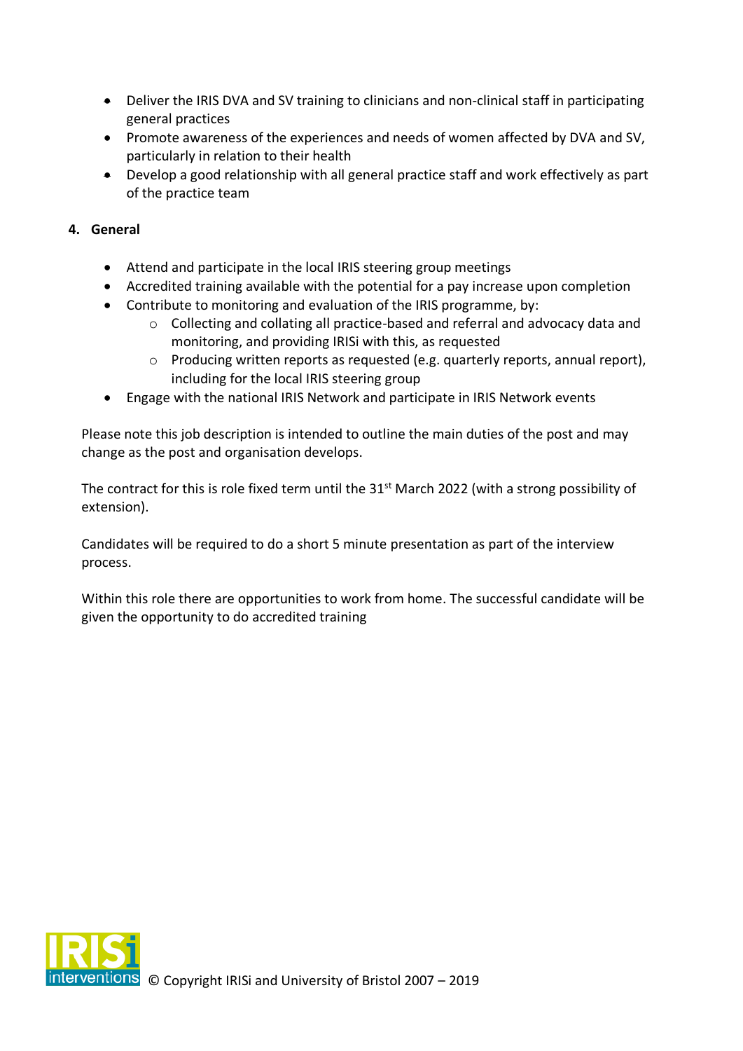- Deliver the IRIS DVA and SV training to clinicians and non-clinical staff in participating general practices
- Promote awareness of the experiences and needs of women affected by DVA and SV, particularly in relation to their health
- Develop a good relationship with all general practice staff and work effectively as part of the practice team

## 4. General

- Attend and participate in the local IRIS steering group meetings
- Accredited training available with the potential for a pay increase upon completion
- Contribute to monitoring and evaluation of the IRIS programme, by:
  - Collecting and collating all practice-based and referral and advocacy data and monitoring, and providing IRISi with this, as requested
  - Producing written reports as requested (e.g. quarterly reports, annual report), including for the local IRIS steering group
- Engage with the national IRIS Network and participate in IRIS Network events

Please note this job description is intended to outline the main duties of the post and may change as the post and organisation develops.

The contract for this is role fixed term until the 31st March 2022 (with a strong possibility of extension).

Candidates will be required to do a short 5 minute presentation as part of the interview process.

Within this role there are opportunities to work from home. The successful candidate will be given the opportunity to do accredited training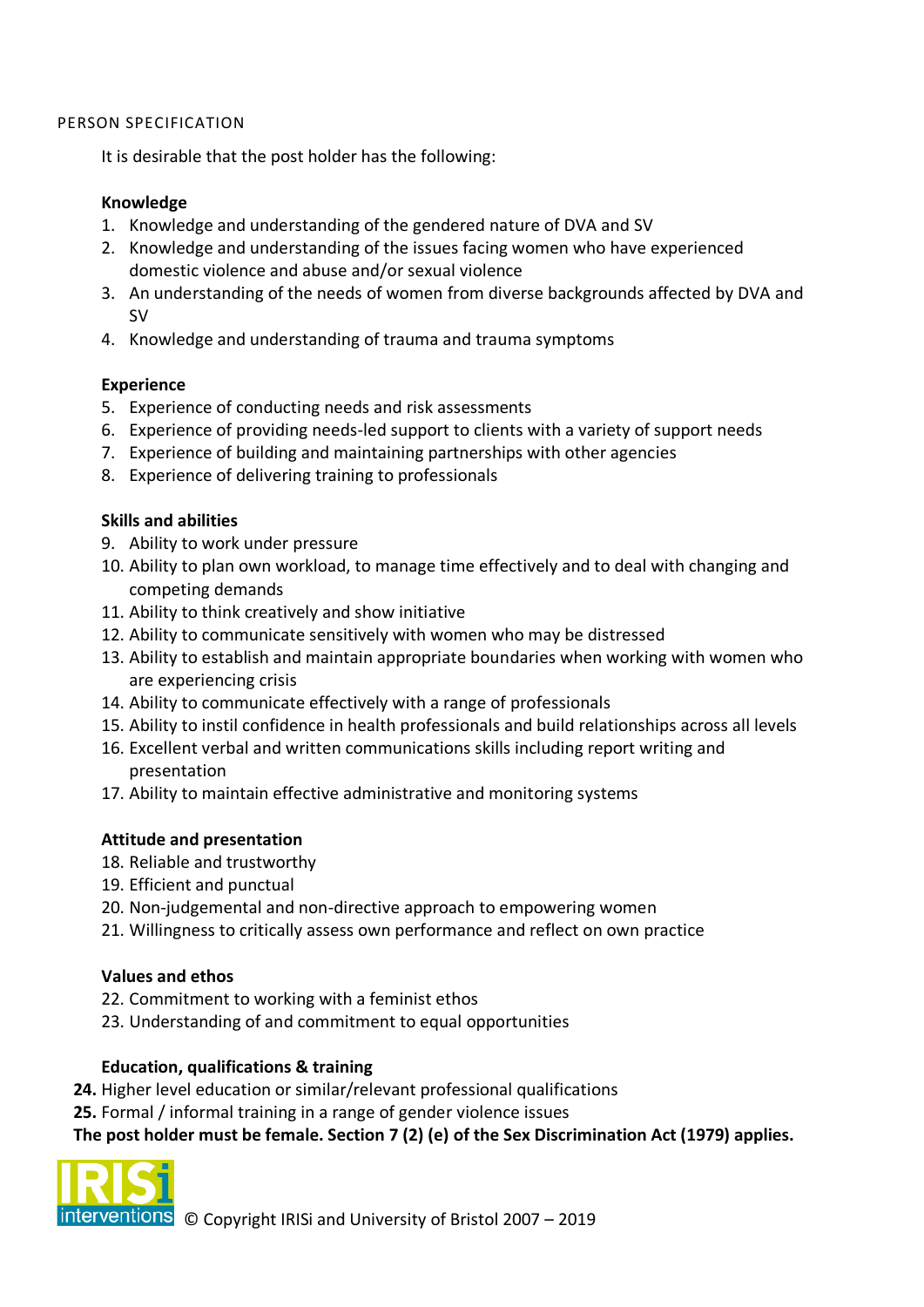PERSON SPECIFICATION

It is desirable that the post holder has the following:

**Knowledge**

1. Knowledge and understanding of the gendered nature of DVA and SV
2. Knowledge and understanding of the issues facing women who have experienced domestic violence and abuse and/or sexual violence
3. An understanding of the needs of women from diverse backgrounds affected by DVA and SV
4. Knowledge and understanding of trauma and trauma symptoms

**Experience**

5. Experience of conducting needs and risk assessments
6. Experience of providing needs-led support to clients with a variety of support needs
7. Experience of building and maintaining partnerships with other agencies
8. Experience of delivering training to professionals

**Skills and abilities**

9. Ability to work under pressure
10. Ability to plan own workload, to manage time effectively and to deal with changing and competing demands
11. Ability to think creatively and show initiative
12. Ability to communicate sensitively with women who may be distressed
13. Ability to establish and maintain appropriate boundaries when working with women who are experiencing crisis
14. Ability to communicate effectively with a range of professionals
15. Ability to instil confidence in health professionals and build relationships across all levels
16. Excellent verbal and written communications skills including report writing and presentation
17. Ability to maintain effective administrative and monitoring systems

**Attitude and presentation**

18. Reliable and trustworthy
19. Efficient and punctual
20. Non-judgemental and non-directive approach to empowering women
21. Willingness to critically assess own performance and reflect on own practice

**Values and ethos**

22. Commitment to working with a feminist ethos
23. Understanding of and commitment to equal opportunities

**Education, qualifications & training**

**24.** Higher level education or similar/relevant professional qualifications
**25.** Formal / informal training in a range of gender violence issues

**The post holder must be female. Section 7 (2) (e) of the Sex Discrimination Act (1979) applies.**

© Copyright IRISi and University of Bristol 2007 – 2019